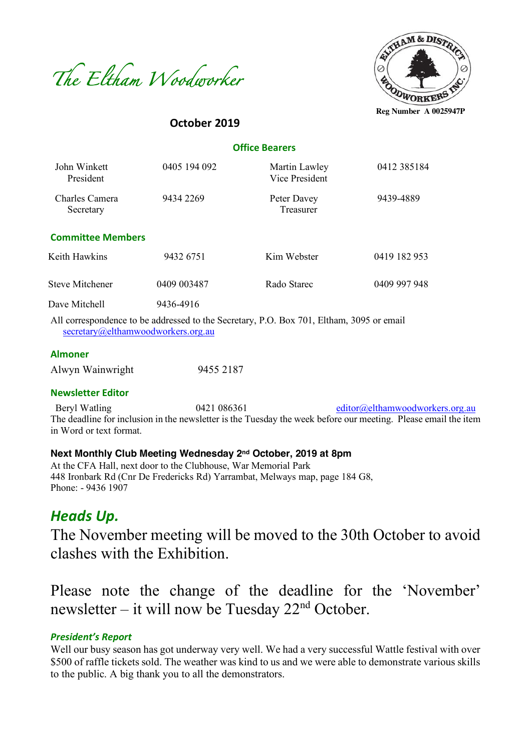# The Eltham Woodworker

Reg Number A 0025947P

**October 2019**

## Office Bearers

| | | | |
|---|---|---|---|
| John Winkett<br>President | 0405 194 092 | Martin Lawley<br>Vice President | 0412 385184 |
| Charles Camera<br>Secretary | 9434 2269 | Peter Davey<br>Treasurer | 9439-4889 |

## Committee Members

| | | | |
|---|---|---|---|
| Keith Hawkins | 9432 6751 | Kim Webster | 0419 182 953 |
| Steve Mitchener | 0409 003487 | Rado Starec | 0409 997 948 |
| Dave Mitchell | 9436-4916 | | |

All correspondence to be addressed to the Secretary, P.O. Box 701, Eltham, 3095 or email secretary@elthamwoodworkers.org.au

## Almoner

Alwyn Wainwright 9455 2187

## Newsletter Editor

Beryl Watling 0421 086361 editor@elthamwoodworkers.org.au

The deadline for inclusion in the newsletter is the Tuesday the week before our meeting. Please email the item in Word or text format.

**Next Monthly Club Meeting Wednesday 2nd October, 2019 at 8pm**

At the CFA Hall, next door to the Clubhouse, War Memorial Park
448 Ironbark Rd (Cnr De Fredericks Rd) Yarrambat, Melways map, page 184 G8,
Phone: - 9436 1907

## *Heads Up.*

The November meeting will be moved to the 30th October to avoid clashes with the Exhibition.

Please note the change of the deadline for the 'November' newsletter – it will now be Tuesday 22nd October.

### *President's Report*

Well our busy season has got underway very well. We had a very successful Wattle festival with over $500 of raffle tickets sold. The weather was kind to us and we were able to demonstrate various skills to the public. A big thank you to all the demonstrators.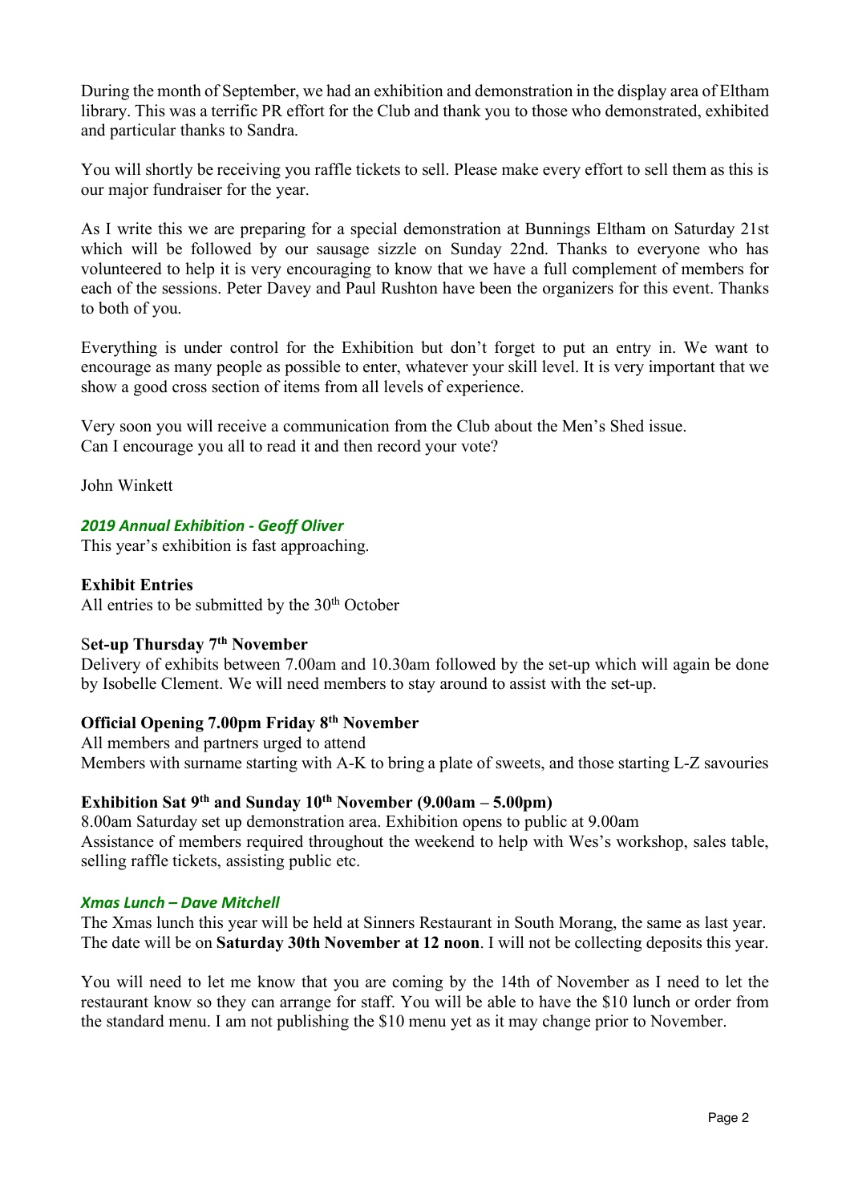During the month of September, we had an exhibition and demonstration in the display area of Eltham library. This was a terrific PR effort for the Club and thank you to those who demonstrated, exhibited and particular thanks to Sandra.

You will shortly be receiving you raffle tickets to sell. Please make every effort to sell them as this is our major fundraiser for the year.

As I write this we are preparing for a special demonstration at Bunnings Eltham on Saturday 21st which will be followed by our sausage sizzle on Sunday 22nd. Thanks to everyone who has volunteered to help it is very encouraging to know that we have a full complement of members for each of the sessions. Peter Davey and Paul Rushton have been the organizers for this event. Thanks to both of you.

Everything is under control for the Exhibition but don't forget to put an entry in. We want to encourage as many people as possible to enter, whatever your skill level. It is very important that we show a good cross section of items from all levels of experience.

Very soon you will receive a communication from the Club about the Men's Shed issue.
Can I encourage you all to read it and then record your vote?

John Winkett

### *2019 Annual Exhibition - Geoff Oliver*

This year's exhibition is fast approaching.

**Exhibit Entries**
All entries to be submitted by the 30th October

**Set-up Thursday 7th November**
Delivery of exhibits between 7.00am and 10.30am followed by the set-up which will again be done by Isobelle Clement. We will need members to stay around to assist with the set-up.

**Official Opening 7.00pm Friday 8th November**
All members and partners urged to attend
Members with surname starting with A-K to bring a plate of sweets, and those starting L-Z savouries

**Exhibition Sat 9th and Sunday 10th November (9.00am – 5.00pm)**
8.00am Saturday set up demonstration area. Exhibition opens to public at 9.00am
Assistance of members required throughout the weekend to help with Wes's workshop, sales table, selling raffle tickets, assisting public etc.

### *Xmas Lunch – Dave Mitchell*

The Xmas lunch this year will be held at Sinners Restaurant in South Morang, the same as last year. The date will be on **Saturday 30th November at 12 noon**. I will not be collecting deposits this year.

You will need to let me know that you are coming by the 14th of November as I need to let the restaurant know so they can arrange for staff. You will be able to have the $10 lunch or order from the standard menu. I am not publishing the $10 menu yet as it may change prior to November.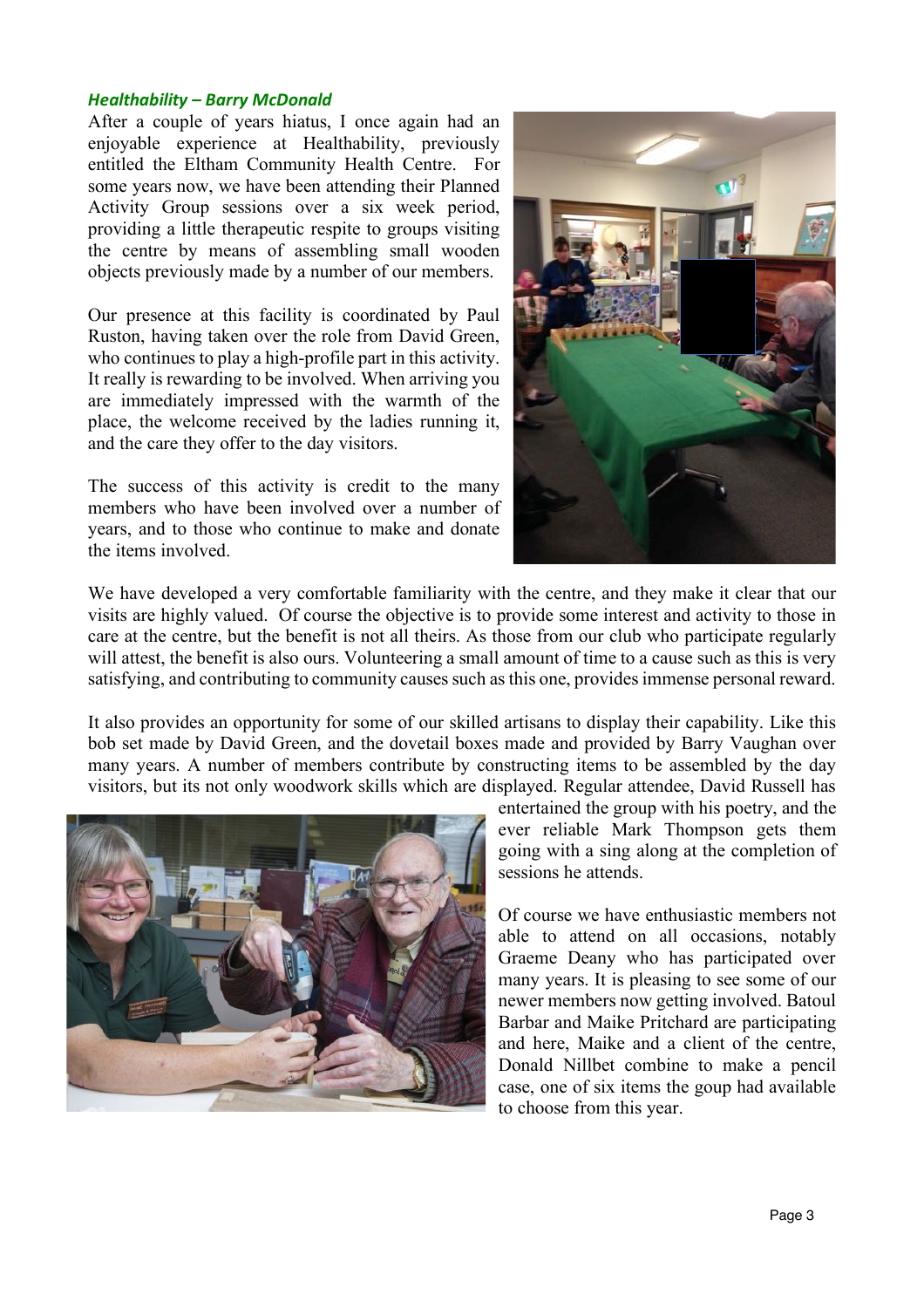### *Healthability – Barry McDonald*

After a couple of years hiatus, I once again had an enjoyable experience at Healthability, previously entitled the Eltham Community Health Centre. For some years now, we have been attending their Planned Activity Group sessions over a six week period, providing a little therapeutic respite to groups visiting the centre by means of assembling small wooden objects previously made by a number of our members.

Our presence at this facility is coordinated by Paul Ruston, having taken over the role from David Green, who continues to play a high-profile part in this activity. It really is rewarding to be involved. When arriving you are immediately impressed with the warmth of the place, the welcome received by the ladies running it, and the care they offer to the day visitors.

The success of this activity is credit to the many members who have been involved over a number of years, and to those who continue to make and donate the items involved.

We have developed a very comfortable familiarity with the centre, and they make it clear that our visits are highly valued. Of course the objective is to provide some interest and activity to those in care at the centre, but the benefit is not all theirs. As those from our club who participate regularly will attest, the benefit is also ours. Volunteering a small amount of time to a cause such as this is very satisfying, and contributing to community causes such as this one, provides immense personal reward.

It also provides an opportunity for some of our skilled artisans to display their capability. Like this bob set made by David Green, and the dovetail boxes made and provided by Barry Vaughan over many years. A number of members contribute by constructing items to be assembled by the day visitors, but its not only woodwork skills which are displayed. Regular attendee, David Russell has entertained the group with his poetry, and the ever reliable Mark Thompson gets them going with a sing along at the completion of sessions he attends.

Of course we have enthusiastic members not able to attend on all occasions, notably Graeme Deany who has participated over many years. It is pleasing to see some of our newer members now getting involved. Batoul Barbar and Maike Pritchard are participating and here, Maike and a client of the centre, Donald Nillbet combine to make a pencil case, one of six items the goup had available to choose from this year.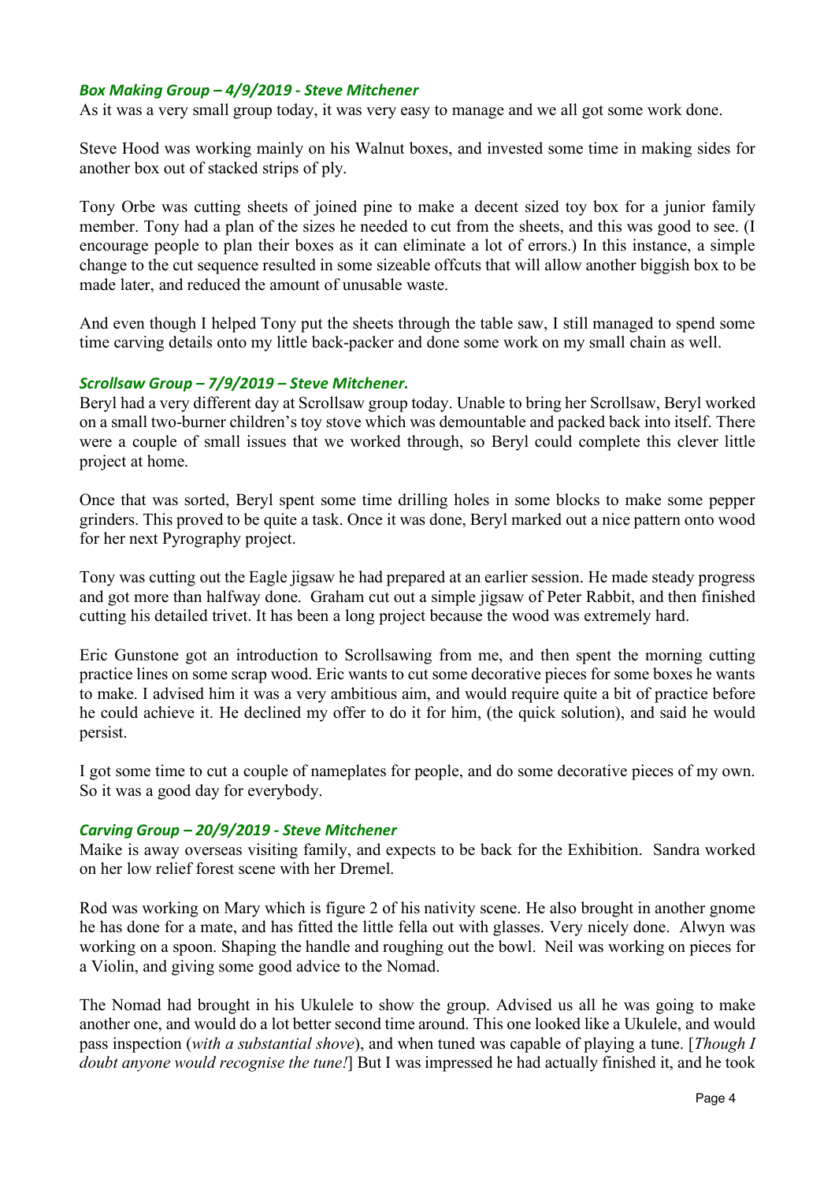### *Box Making Group – 4/9/2019 - Steve Mitchener*

As it was a very small group today, it was very easy to manage and we all got some work done.

Steve Hood was working mainly on his Walnut boxes, and invested some time in making sides for another box out of stacked strips of ply.

Tony Orbe was cutting sheets of joined pine to make a decent sized toy box for a junior family member. Tony had a plan of the sizes he needed to cut from the sheets, and this was good to see. (I encourage people to plan their boxes as it can eliminate a lot of errors.) In this instance, a simple change to the cut sequence resulted in some sizeable offcuts that will allow another biggish box to be made later, and reduced the amount of unusable waste.

And even though I helped Tony put the sheets through the table saw, I still managed to spend some time carving details onto my little back-packer and done some work on my small chain as well.

### *Scrollsaw Group – 7/9/2019 – Steve Mitchener.*

Beryl had a very different day at Scrollsaw group today. Unable to bring her Scrollsaw, Beryl worked on a small two-burner children's toy stove which was demountable and packed back into itself. There were a couple of small issues that we worked through, so Beryl could complete this clever little project at home.

Once that was sorted, Beryl spent some time drilling holes in some blocks to make some pepper grinders. This proved to be quite a task. Once it was done, Beryl marked out a nice pattern onto wood for her next Pyrography project.

Tony was cutting out the Eagle jigsaw he had prepared at an earlier session. He made steady progress and got more than halfway done. Graham cut out a simple jigsaw of Peter Rabbit, and then finished cutting his detailed trivet. It has been a long project because the wood was extremely hard.

Eric Gunstone got an introduction to Scrollsawing from me, and then spent the morning cutting practice lines on some scrap wood. Eric wants to cut some decorative pieces for some boxes he wants to make. I advised him it was a very ambitious aim, and would require quite a bit of practice before he could achieve it. He declined my offer to do it for him, (the quick solution), and said he would persist.

I got some time to cut a couple of nameplates for people, and do some decorative pieces of my own. So it was a good day for everybody.

### *Carving Group – 20/9/2019 - Steve Mitchener*

Maike is away overseas visiting family, and expects to be back for the Exhibition. Sandra worked on her low relief forest scene with her Dremel.

Rod was working on Mary which is figure 2 of his nativity scene. He also brought in another gnome he has done for a mate, and has fitted the little fella out with glasses. Very nicely done. Alwyn was working on a spoon. Shaping the handle and roughing out the bowl. Neil was working on pieces for a Violin, and giving some good advice to the Nomad.

The Nomad had brought in his Ukulele to show the group. Advised us all he was going to make another one, and would do a lot better second time around. This one looked like a Ukulele, and would pass inspection (*with a substantial shove*), and when tuned was capable of playing a tune. [*Though I doubt anyone would recognise the tune!*] But I was impressed he had actually finished it, and he took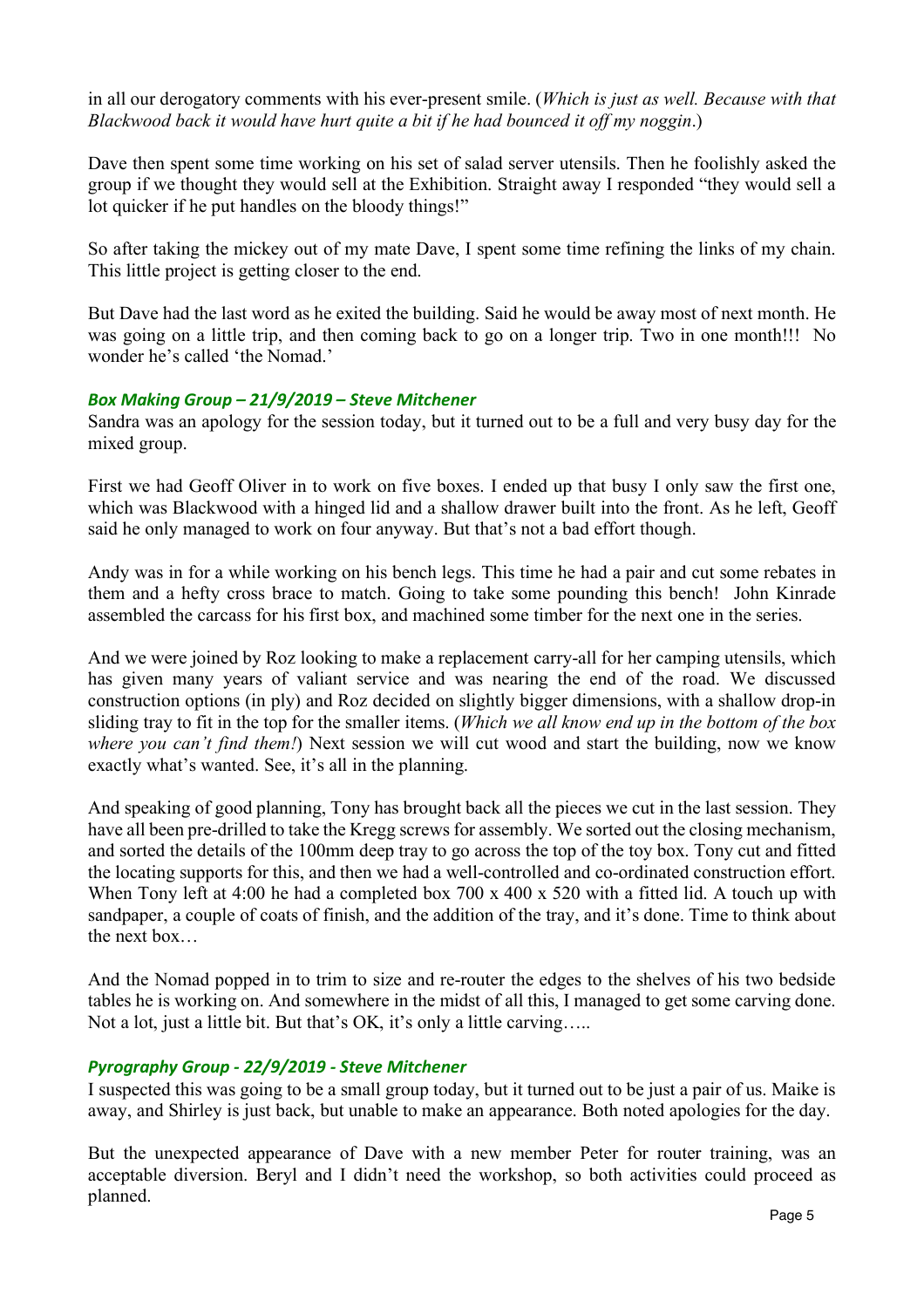in all our derogatory comments with his ever-present smile. (*Which is just as well. Because with that Blackwood back it would have hurt quite a bit if he had bounced it off my noggin*.)

Dave then spent some time working on his set of salad server utensils. Then he foolishly asked the group if we thought they would sell at the Exhibition. Straight away I responded "they would sell a lot quicker if he put handles on the bloody things!"

So after taking the mickey out of my mate Dave, I spent some time refining the links of my chain. This little project is getting closer to the end.

But Dave had the last word as he exited the building. Said he would be away most of next month. He was going on a little trip, and then coming back to go on a longer trip. Two in one month!!! No wonder he's called 'the Nomad.'

### *Box Making Group – 21/9/2019 – Steve Mitchener*

Sandra was an apology for the session today, but it turned out to be a full and very busy day for the mixed group.

First we had Geoff Oliver in to work on five boxes. I ended up that busy I only saw the first one, which was Blackwood with a hinged lid and a shallow drawer built into the front. As he left, Geoff said he only managed to work on four anyway. But that's not a bad effort though.

Andy was in for a while working on his bench legs. This time he had a pair and cut some rebates in them and a hefty cross brace to match. Going to take some pounding this bench! John Kinrade assembled the carcass for his first box, and machined some timber for the next one in the series.

And we were joined by Roz looking to make a replacement carry-all for her camping utensils, which has given many years of valiant service and was nearing the end of the road. We discussed construction options (in ply) and Roz decided on slightly bigger dimensions, with a shallow drop-in sliding tray to fit in the top for the smaller items. (*Which we all know end up in the bottom of the box where you can't find them!*) Next session we will cut wood and start the building, now we know exactly what's wanted. See, it's all in the planning.

And speaking of good planning, Tony has brought back all the pieces we cut in the last session. They have all been pre-drilled to take the Kregg screws for assembly. We sorted out the closing mechanism, and sorted the details of the 100mm deep tray to go across the top of the toy box. Tony cut and fitted the locating supports for this, and then we had a well-controlled and co-ordinated construction effort. When Tony left at 4:00 he had a completed box 700 x 400 x 520 with a fitted lid. A touch up with sandpaper, a couple of coats of finish, and the addition of the tray, and it's done. Time to think about the next box…

And the Nomad popped in to trim to size and re-router the edges to the shelves of his two bedside tables he is working on. And somewhere in the midst of all this, I managed to get some carving done. Not a lot, just a little bit. But that's OK, it's only a little carving…..

### *Pyrography Group - 22/9/2019 - Steve Mitchener*

I suspected this was going to be a small group today, but it turned out to be just a pair of us. Maike is away, and Shirley is just back, but unable to make an appearance. Both noted apologies for the day.

But the unexpected appearance of Dave with a new member Peter for router training, was an acceptable diversion. Beryl and I didn't need the workshop, so both activities could proceed as planned.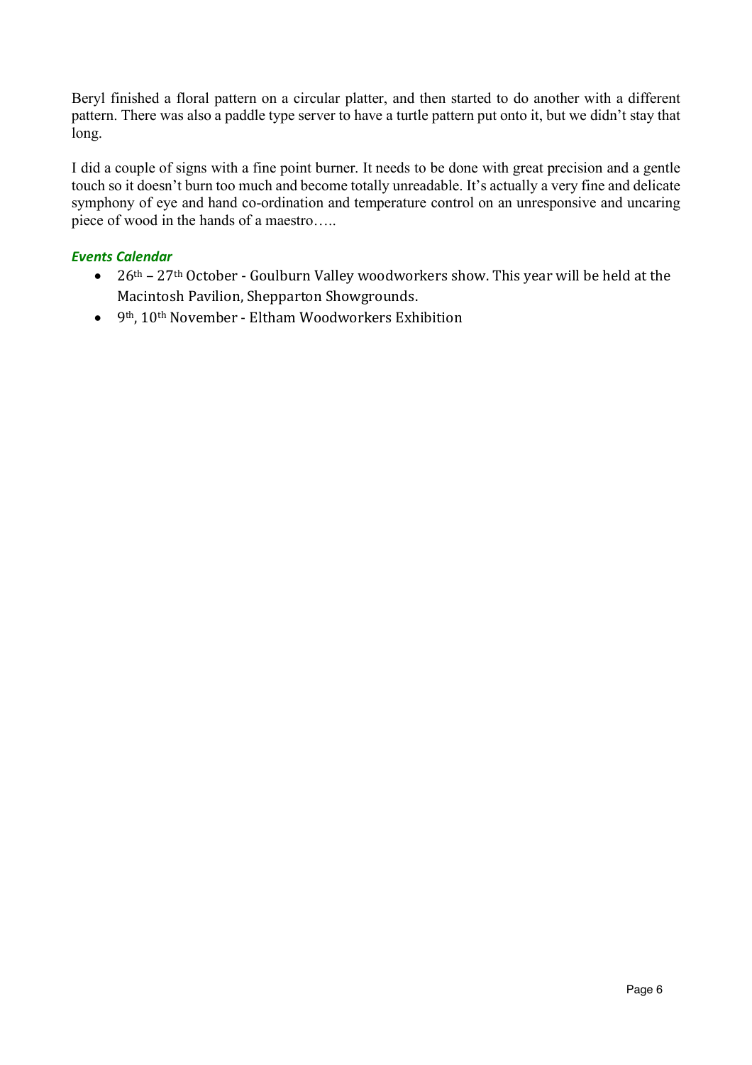Beryl finished a floral pattern on a circular platter, and then started to do another with a different pattern. There was also a paddle type server to have a turtle pattern put onto it, but we didn't stay that long.

I did a couple of signs with a fine point burner. It needs to be done with great precision and a gentle touch so it doesn't burn too much and become totally unreadable. It's actually a very fine and delicate symphony of eye and hand co-ordination and temperature control on an unresponsive and uncaring piece of wood in the hands of a maestro…..

### *Events Calendar*

- 26th – 27th October - Goulburn Valley woodworkers show. This year will be held at the Macintosh Pavilion, Shepparton Showgrounds.
- 9th, 10th November - Eltham Woodworkers Exhibition